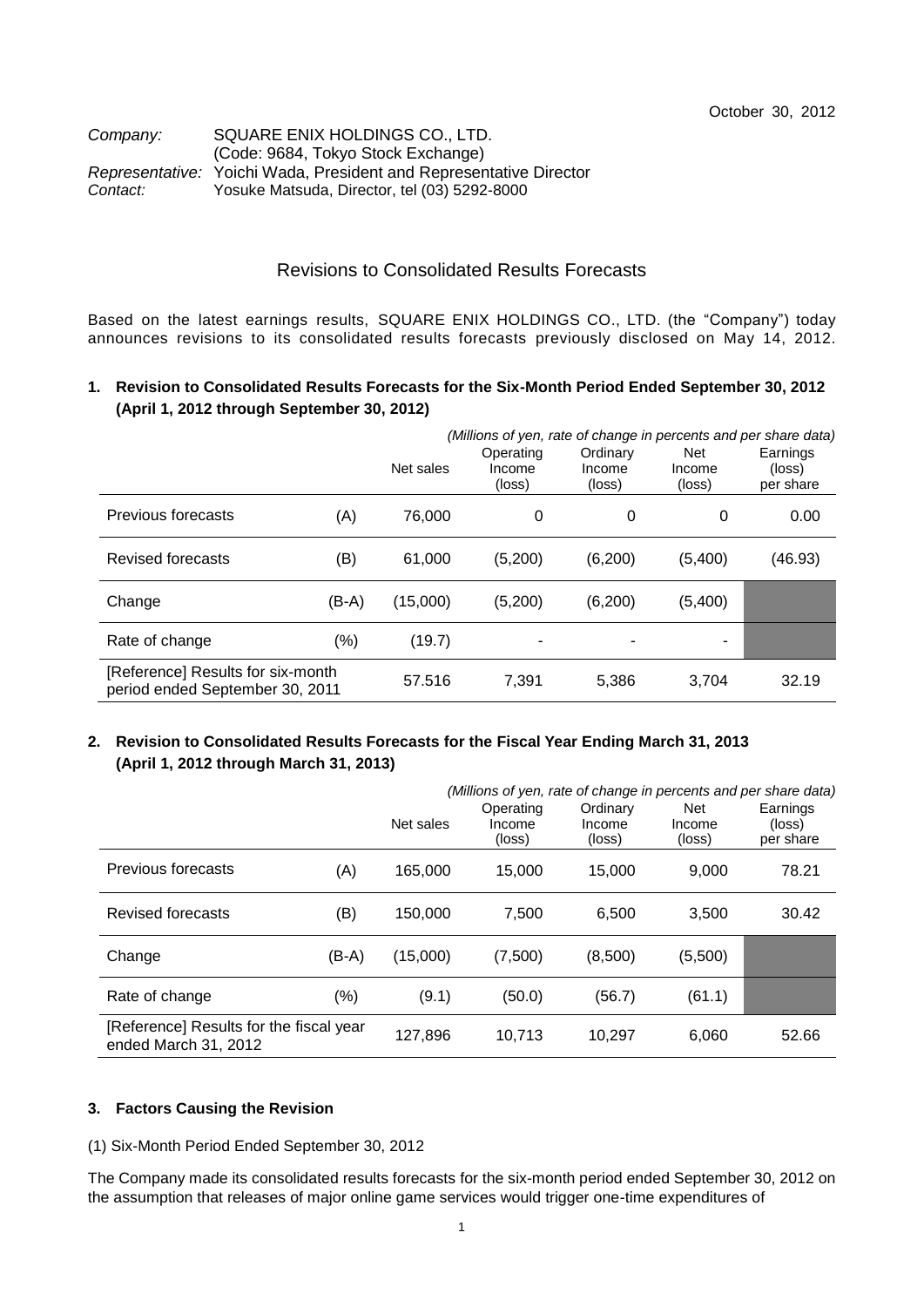October 30, 2012

*Company:* SQUARE ENIX HOLDINGS CO., LTD.
(Code: 9684, Tokyo Stock Exchange)
*Representative:* Yoichi Wada, President and Representative Director
*Contact:* Yosuke Matsuda, Director, tel (03) 5292-8000

# Revisions to Consolidated Results Forecasts

Based on the latest earnings results, SQUARE ENIX HOLDINGS CO., LTD. (the "Company") today announces revisions to its consolidated results forecasts previously disclosed on May 14, 2012.

## 1. Revision to Consolidated Results Forecasts for the Six-Month Period Ended September 30, 2012 (April 1, 2012 through September 30, 2012)

*(Millions of yen, rate of change in percents and per share data)*

| | | Net sales | Operating Income (loss) | Ordinary Income (loss) | Net Income (loss) | Earnings (loss) per share |
|---|---|---|---|---|---|---|
| Previous forecasts | (A) | 76,000 | 0 | 0 | 0 | 0.00 |
| Revised forecasts | (B) | 61,000 | (5,200) | (6,200) | (5,400) | (46.93) |
| Change | (B-A) | (15,000) | (5,200) | (6,200) | (5,400) | |
| Rate of change | (%) | (19.7) | - | - | - | |
| [Reference] Results for six-month period ended September 30, 2011 | | 57.516 | 7,391 | 5,386 | 3,704 | 32.19 |

## 2. Revision to Consolidated Results Forecasts for the Fiscal Year Ending March 31, 2013 (April 1, 2012 through March 31, 2013)

*(Millions of yen, rate of change in percents and per share data)*

| | | Net sales | Operating Income (loss) | Ordinary Income (loss) | Net Income (loss) | Earnings (loss) per share |
|---|---|---|---|---|---|---|
| Previous forecasts | (A) | 165,000 | 15,000 | 15,000 | 9,000 | 78.21 |
| Revised forecasts | (B) | 150,000 | 7,500 | 6,500 | 3,500 | 30.42 |
| Change | (B-A) | (15,000) | (7,500) | (8,500) | (5,500) | |
| Rate of change | (%) | (9.1) | (50.0) | (56.7) | (61.1) | |
| [Reference] Results for the fiscal year ended March 31, 2012 | | 127,896 | 10,713 | 10,297 | 6,060 | 52.66 |

## 3. Factors Causing the Revision

(1) Six-Month Period Ended September 30, 2012

The Company made its consolidated results forecasts for the six-month period ended September 30, 2012 on the assumption that releases of major online game services would trigger one-time expenditures of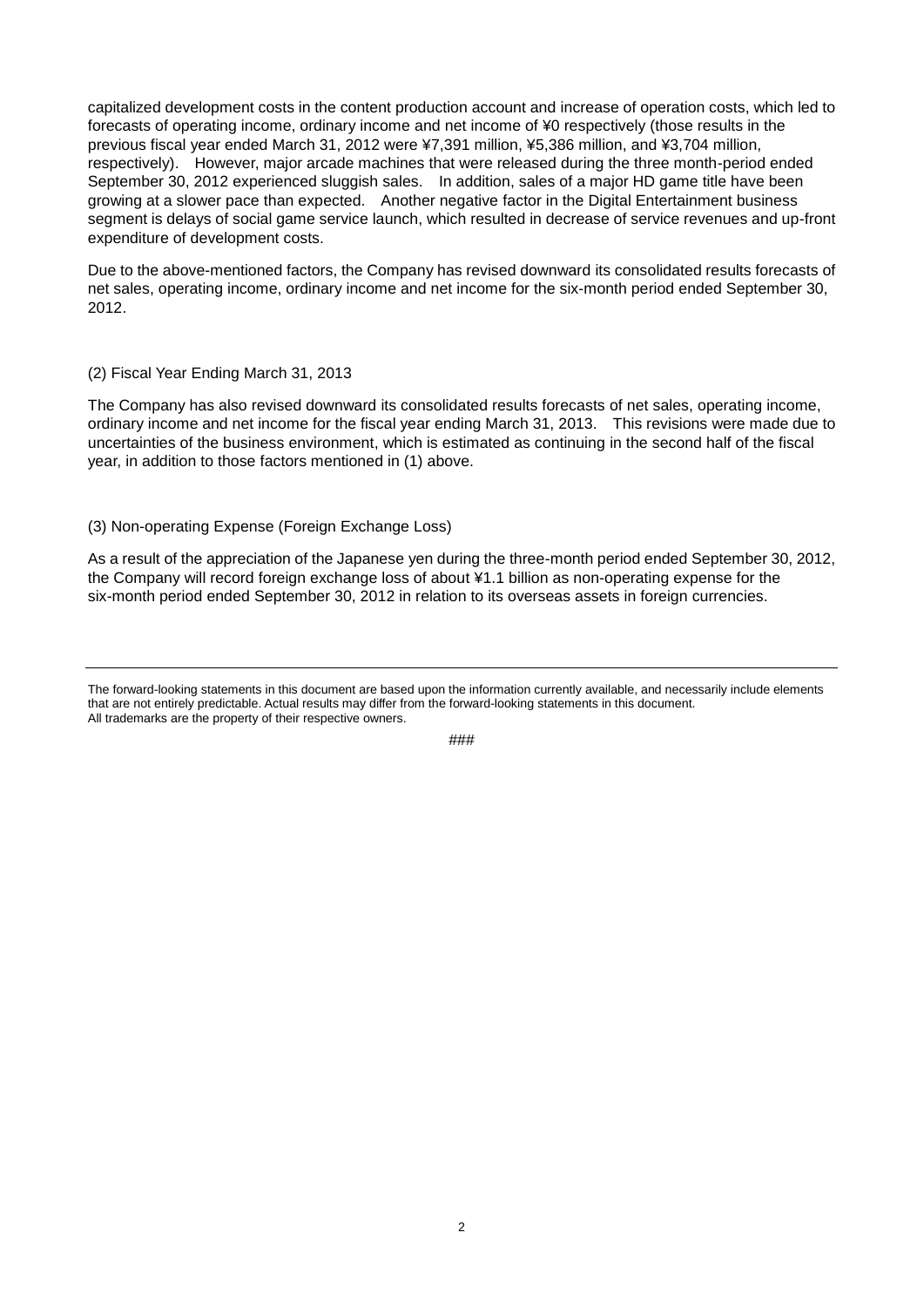capitalized development costs in the content production account and increase of operation costs, which led to forecasts of operating income, ordinary income and net income of ¥0 respectively (those results in the previous fiscal year ended March 31, 2012 were ¥7,391 million, ¥5,386 million, and ¥3,704 million, respectively). However, major arcade machines that were released during the three month-period ended September 30, 2012 experienced sluggish sales. In addition, sales of a major HD game title have been growing at a slower pace than expected. Another negative factor in the Digital Entertainment business segment is delays of social game service launch, which resulted in decrease of service revenues and up-front expenditure of development costs.

Due to the above-mentioned factors, the Company has revised downward its consolidated results forecasts of net sales, operating income, ordinary income and net income for the six-month period ended September 30, 2012.

(2) Fiscal Year Ending March 31, 2013

The Company has also revised downward its consolidated results forecasts of net sales, operating income, ordinary income and net income for the fiscal year ending March 31, 2013. This revisions were made due to uncertainties of the business environment, which is estimated as continuing in the second half of the fiscal year, in addition to those factors mentioned in (1) above.

(3) Non-operating Expense (Foreign Exchange Loss)

As a result of the appreciation of the Japanese yen during the three-month period ended September 30, 2012, the Company will record foreign exchange loss of about ¥1.1 billion as non-operating expense for the six-month period ended September 30, 2012 in relation to its overseas assets in foreign currencies.

---

The forward-looking statements in this document are based upon the information currently available, and necessarily include elements that are not entirely predictable. Actual results may differ from the forward-looking statements in this document.
All trademarks are the property of their respective owners.

###